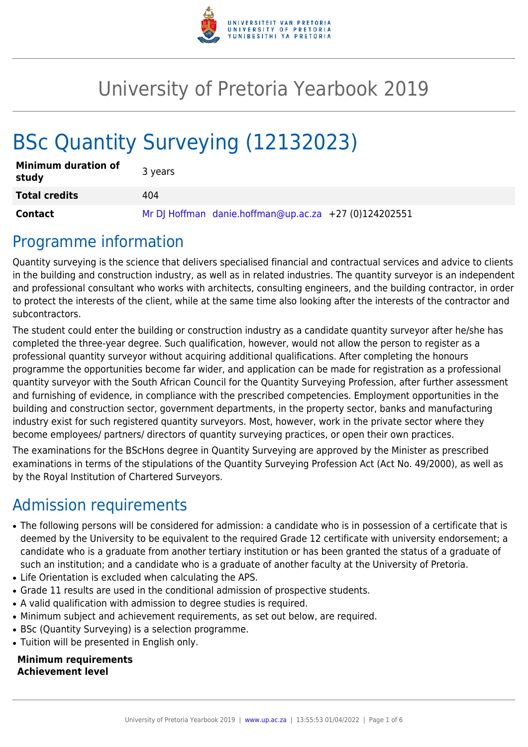# University of Pretoria Yearbook 2019

# BSc Quantity Surveying (12132023)

| | |
|---|---|
| **Minimum duration of study** | 3 years |
| **Total credits** | 404 |
| **Contact** | Mr DJ Hoffman danie.hoffman@up.ac.za +27 (0)124202551 |

## Programme information

Quantity surveying is the science that delivers specialised financial and contractual services and advice to clients in the building and construction industry, as well as in related industries. The quantity surveyor is an independent and professional consultant who works with architects, consulting engineers, and the building contractor, in order to protect the interests of the client, while at the same time also looking after the interests of the contractor and subcontractors.

The student could enter the building or construction industry as a candidate quantity surveyor after he/she has completed the three-year degree. Such qualification, however, would not allow the person to register as a professional quantity surveyor without acquiring additional qualifications. After completing the honours programme the opportunities become far wider, and application can be made for registration as a professional quantity surveyor with the South African Council for the Quantity Surveying Profession, after further assessment and furnishing of evidence, in compliance with the prescribed competencies. Employment opportunities in the building and construction sector, government departments, in the property sector, banks and manufacturing industry exist for such registered quantity surveyors. Most, however, work in the private sector where they become employees/ partners/ directors of quantity surveying practices, or open their own practices.

The examinations for the BScHons degree in Quantity Surveying are approved by the Minister as prescribed examinations in terms of the stipulations of the Quantity Surveying Profession Act (Act No. 49/2000), as well as by the Royal Institution of Chartered Surveyors.

## Admission requirements

- The following persons will be considered for admission: a candidate who is in possession of a certificate that is deemed by the University to be equivalent to the required Grade 12 certificate with university endorsement; a candidate who is a graduate from another tertiary institution or has been granted the status of a graduate of such an institution; and a candidate who is a graduate of another faculty at the University of Pretoria.
- Life Orientation is excluded when calculating the APS.
- Grade 11 results are used in the conditional admission of prospective students.
- A valid qualification with admission to degree studies is required.
- Minimum subject and achievement requirements, as set out below, are required.
- BSc (Quantity Surveying) is a selection programme.
- Tuition will be presented in English only.

**Minimum requirements**
**Achievement level**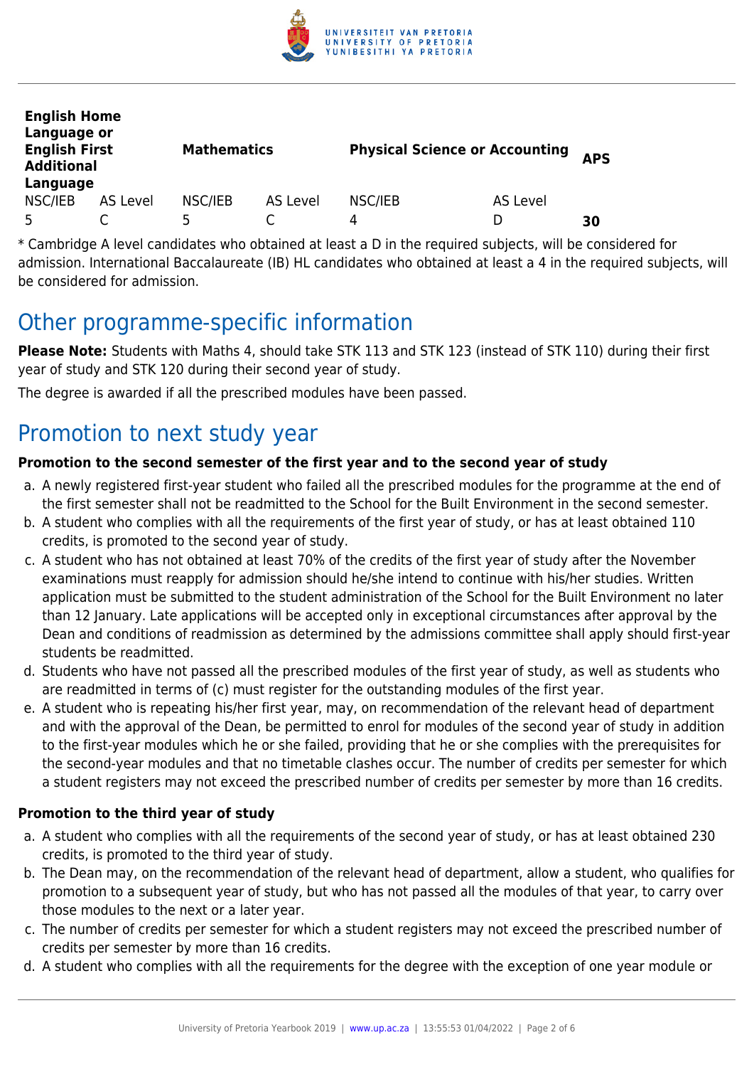| English Home Language or English First Additional Language | | Mathematics | | Physical Science or Accounting | | APS |
|---|---|---|---|---|---|---|
| NSC/IEB | AS Level | NSC/IEB | AS Level | NSC/IEB | AS Level | |
| 5 | C | 5 | C | 4 | D | **30** |

* Cambridge A level candidates who obtained at least a D in the required subjects, will be considered for admission. International Baccalaureate (IB) HL candidates who obtained at least a 4 in the required subjects, will be considered for admission.

## Other programme-specific information

**Please Note:** Students with Maths 4, should take STK 113 and STK 123 (instead of STK 110) during their first year of study and STK 120 during their second year of study.

The degree is awarded if all the prescribed modules have been passed.

## Promotion to next study year

### Promotion to the second semester of the first year and to the second year of study

a. A newly registered first-year student who failed all the prescribed modules for the programme at the end of the first semester shall not be readmitted to the School for the Built Environment in the second semester.
b. A student who complies with all the requirements of the first year of study, or has at least obtained 110 credits, is promoted to the second year of study.
c. A student who has not obtained at least 70% of the credits of the first year of study after the November examinations must reapply for admission should he/she intend to continue with his/her studies. Written application must be submitted to the student administration of the School for the Built Environment no later than 12 January. Late applications will be accepted only in exceptional circumstances after approval by the Dean and conditions of readmission as determined by the admissions committee shall apply should first-year students be readmitted.
d. Students who have not passed all the prescribed modules of the first year of study, as well as students who are readmitted in terms of (c) must register for the outstanding modules of the first year.
e. A student who is repeating his/her first year, may, on recommendation of the relevant head of department and with the approval of the Dean, be permitted to enrol for modules of the second year of study in addition to the first-year modules which he or she failed, providing that he or she complies with the prerequisites for the second-year modules and that no timetable clashes occur. The number of credits per semester for which a student registers may not exceed the prescribed number of credits per semester by more than 16 credits.

### Promotion to the third year of study

a. A student who complies with all the requirements of the second year of study, or has at least obtained 230 credits, is promoted to the third year of study.
b. The Dean may, on the recommendation of the relevant head of department, allow a student, who qualifies for promotion to a subsequent year of study, but who has not passed all the modules of that year, to carry over those modules to the next or a later year.
c. The number of credits per semester for which a student registers may not exceed the prescribed number of credits per semester by more than 16 credits.
d. A student who complies with all the requirements for the degree with the exception of one year module or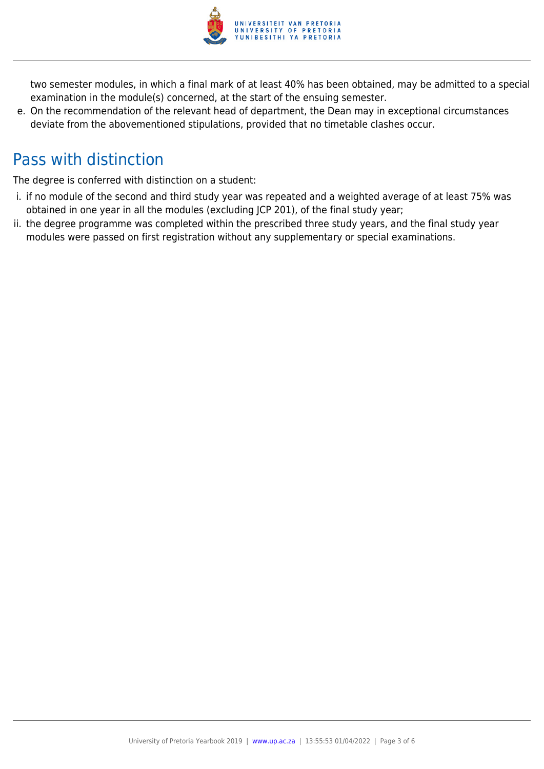two semester modules, in which a final mark of at least 40% has been obtained, may be admitted to a special examination in the module(s) concerned, at the start of the ensuing semester.

e. On the recommendation of the relevant head of department, the Dean may in exceptional circumstances deviate from the abovementioned stipulations, provided that no timetable clashes occur.

## Pass with distinction

The degree is conferred with distinction on a student:

i. if no module of the second and third study year was repeated and a weighted average of at least 75% was obtained in one year in all the modules (excluding JCP 201), of the final study year;

ii. the degree programme was completed within the prescribed three study years, and the final study year modules were passed on first registration without any supplementary or special examinations.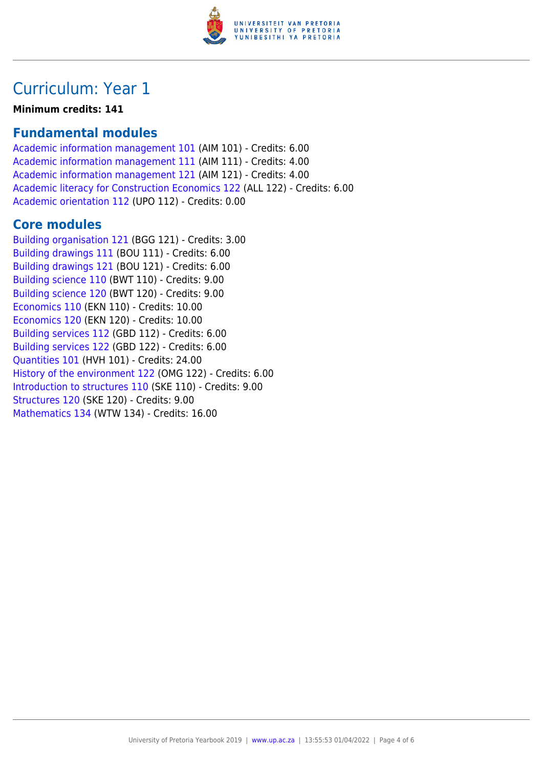# Curriculum: Year 1

**Minimum credits: 141**

## Fundamental modules

Academic information management 101 (AIM 101) - Credits: 6.00
Academic information management 111 (AIM 111) - Credits: 4.00
Academic information management 121 (AIM 121) - Credits: 4.00
Academic literacy for Construction Economics 122 (ALL 122) - Credits: 6.00
Academic orientation 112 (UPO 112) - Credits: 0.00

## Core modules

Building organisation 121 (BGG 121) - Credits: 3.00
Building drawings 111 (BOU 111) - Credits: 6.00
Building drawings 121 (BOU 121) - Credits: 6.00
Building science 110 (BWT 110) - Credits: 9.00
Building science 120 (BWT 120) - Credits: 9.00
Economics 110 (EKN 110) - Credits: 10.00
Economics 120 (EKN 120) - Credits: 10.00
Building services 112 (GBD 112) - Credits: 6.00
Building services 122 (GBD 122) - Credits: 6.00
Quantities 101 (HVH 101) - Credits: 24.00
History of the environment 122 (OMG 122) - Credits: 6.00
Introduction to structures 110 (SKE 110) - Credits: 9.00
Structures 120 (SKE 120) - Credits: 9.00
Mathematics 134 (WTW 134) - Credits: 16.00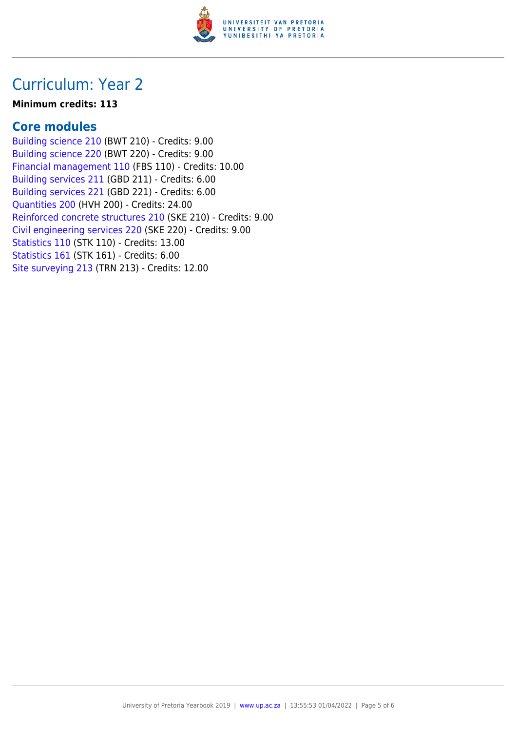# Curriculum: Year 2

**Minimum credits: 113**

## Core modules

Building science 210 (BWT 210) - Credits: 9.00
Building science 220 (BWT 220) - Credits: 9.00
Financial management 110 (FBS 110) - Credits: 10.00
Building services 211 (GBD 211) - Credits: 6.00
Building services 221 (GBD 221) - Credits: 6.00
Quantities 200 (HVH 200) - Credits: 24.00
Reinforced concrete structures 210 (SKE 210) - Credits: 9.00
Civil engineering services 220 (SKE 220) - Credits: 9.00
Statistics 110 (STK 110) - Credits: 13.00
Statistics 161 (STK 161) - Credits: 6.00
Site surveying 213 (TRN 213) - Credits: 12.00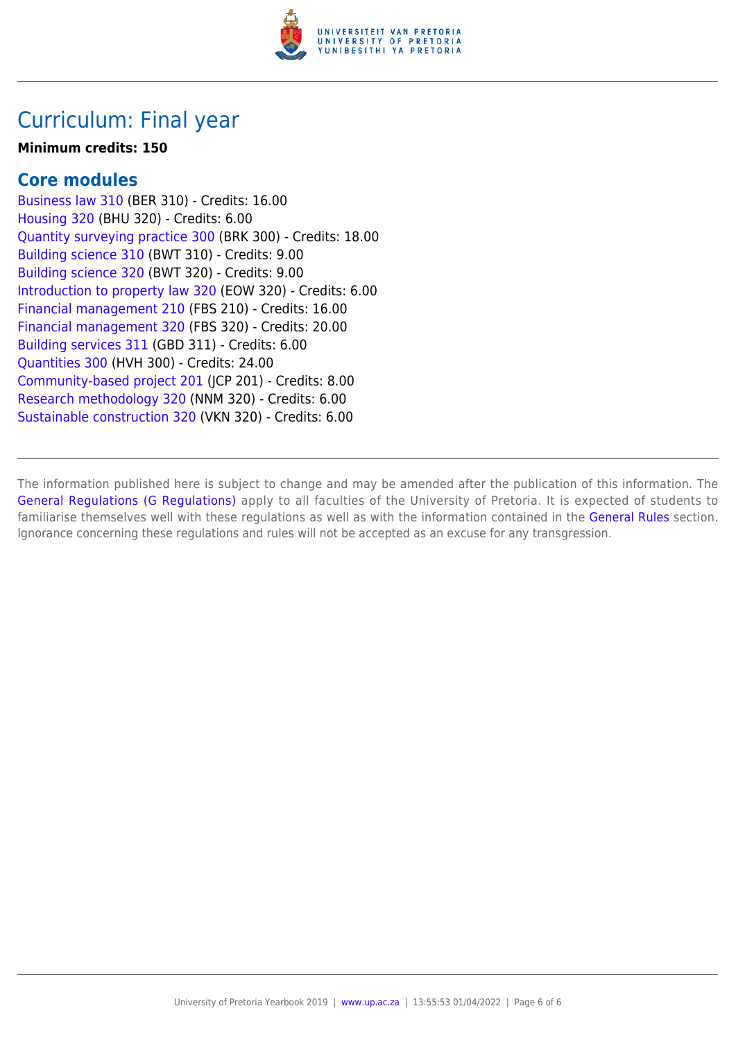# Curriculum: Final year

**Minimum credits: 150**

## Core modules

Business law 310 (BER 310) - Credits: 16.00
Housing 320 (BHU 320) - Credits: 6.00
Quantity surveying practice 300 (BRK 300) - Credits: 18.00
Building science 310 (BWT 310) - Credits: 9.00
Building science 320 (BWT 320) - Credits: 9.00
Introduction to property law 320 (EOW 320) - Credits: 6.00
Financial management 210 (FBS 210) - Credits: 16.00
Financial management 320 (FBS 320) - Credits: 20.00
Building services 311 (GBD 311) - Credits: 6.00
Quantities 300 (HVH 300) - Credits: 24.00
Community-based project 201 (JCP 201) - Credits: 8.00
Research methodology 320 (NNM 320) - Credits: 6.00
Sustainable construction 320 (VKN 320) - Credits: 6.00

---

The information published here is subject to change and may be amended after the publication of this information. The General Regulations (G Regulations) apply to all faculties of the University of Pretoria. It is expected of students to familiarise themselves well with these regulations as well as with the information contained in the General Rules section. Ignorance concerning these regulations and rules will not be accepted as an excuse for any transgression.